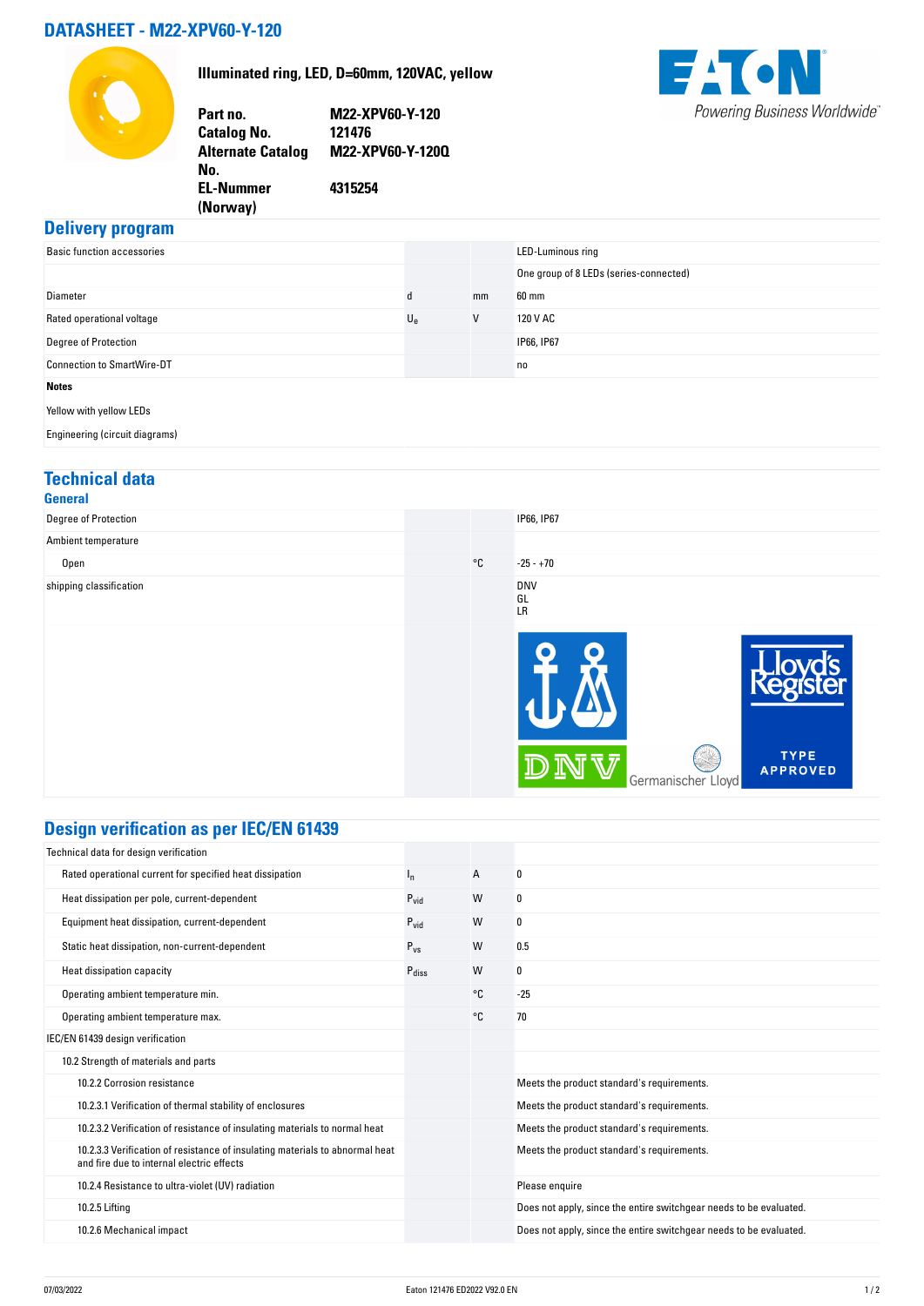# DATASHEET - M22-XPV60-Y-120

**Illuminated ring, LED, D=60mm, 120VAC, yellow**

| | |
|---|---|
| **Part no.** | **M22-XPV60-Y-120** |
| **Catalog No.** | **121476** |
| **Alternate Catalog No.** | **M22-XPV60-Y-120Q** |
| **EL-Nummer (Norway)** | **4315254** |

Powering Business Worldwide

## Delivery program

| | | | |
|---|---|---|---|
| Basic function accessories | | | LED-Luminous ring |
| | | | One group of 8 LEDs (series-connected) |
| Diameter | d | mm | 60 mm |
| Rated operational voltage | $U_e$ | V | 120 V AC |
| Degree of Protection | | | IP66, IP67 |
| Connection to SmartWire-DT | | | no |

**Notes**

Yellow with yellow LEDs

Engineering (circuit diagrams)

## Technical data

### General

| | | | |
|---|---|---|---|
| Degree of Protection | | | IP66, IP67 |
| Ambient temperature | | | |
| Open | | °C | -25 - +70 |
| shipping classification | | | DNV<br>GL<br>LR |

## Design verification as per IEC/EN 61439

| | | | |
|---|---|---|---|
| Technical data for design verification | | | |
| Rated operational current for specified heat dissipation | $I_n$ | A | 0 |
| Heat dissipation per pole, current-dependent | $P_{vid}$ | W | 0 |
| Equipment heat dissipation, current-dependent | $P_{vid}$ | W | 0 |
| Static heat dissipation, non-current-dependent | $P_{vs}$ | W | 0.5 |
| Heat dissipation capacity | $P_{diss}$ | W | 0 |
| Operating ambient temperature min. | | °C | -25 |
| Operating ambient temperature max. | | °C | 70 |
| IEC/EN 61439 design verification | | | |
| 10.2 Strength of materials and parts | | | |
| 10.2.2 Corrosion resistance | | | Meets the product standard's requirements. |
| 10.2.3.1 Verification of thermal stability of enclosures | | | Meets the product standard's requirements. |
| 10.2.3.2 Verification of resistance of insulating materials to normal heat | | | Meets the product standard's requirements. |
| 10.2.3.3 Verification of resistance of insulating materials to abnormal heat and fire due to internal electric effects | | | Meets the product standard's requirements. |
| 10.2.4 Resistance to ultra-violet (UV) radiation | | | Please enquire |
| 10.2.5 Lifting | | | Does not apply, since the entire switchgear needs to be evaluated. |
| 10.2.6 Mechanical impact | | | Does not apply, since the entire switchgear needs to be evaluated. |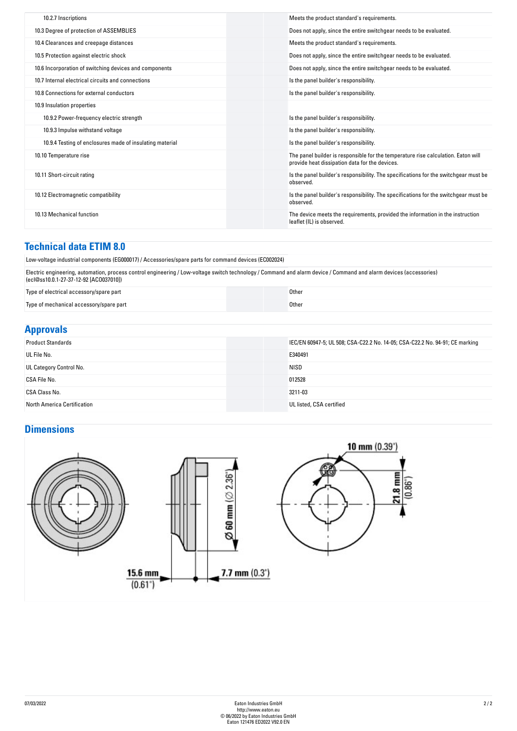| | | |
|---|---|---|
| 10.2.7 Inscriptions | | Meets the product standard's requirements. |
| 10.3 Degree of protection of ASSEMBLIES | | Does not apply, since the entire switchgear needs to be evaluated. |
| 10.4 Clearances and creepage distances | | Meets the product standard's requirements. |
| 10.5 Protection against electric shock | | Does not apply, since the entire switchgear needs to be evaluated. |
| 10.6 Incorporation of switching devices and components | | Does not apply, since the entire switchgear needs to be evaluated. |
| 10.7 Internal electrical circuits and connections | | Is the panel builder's responsibility. |
| 10.8 Connections for external conductors | | Is the panel builder's responsibility. |
| 10.9 Insulation properties | | |
| 10.9.2 Power-frequency electric strength | | Is the panel builder's responsibility. |
| 10.9.3 Impulse withstand voltage | | Is the panel builder's responsibility. |
| 10.9.4 Testing of enclosures made of insulating material | | Is the panel builder's responsibility. |
| 10.10 Temperature rise | | The panel builder is responsible for the temperature rise calculation. Eaton will provide heat dissipation data for the devices. |
| 10.11 Short-circuit rating | | Is the panel builder's responsibility. The specifications for the switchgear must be observed. |
| 10.12 Electromagnetic compatibility | | Is the panel builder's responsibility. The specifications for the switchgear must be observed. |
| 10.13 Mechanical function | | The device meets the requirements, provided the information in the instruction leaflet (IL) is observed. |

## Technical data ETIM 8.0

Low-voltage industrial components (EG000017) / Accessories/spare parts for command devices (EC002024)

Electric engineering, automation, process control engineering / Low-voltage switch technology / Command and alarm device / Command and alarm devices (accessories) (ecl@ss10.0.1-27-37-12-92 [ACO037010])

| | | |
|---|---|---|
| Type of electrical accessory/spare part | | Other |
| Type of mechanical accessory/spare part | | Other |

## Approvals

| | | |
|---|---|---|
| Product Standards | | IEC/EN 60947-5; UL 508; CSA-C22.2 No. 14-05; CSA-C22.2 No. 94-91; CE marking |
| UL File No. | | E340491 |
| UL Category Control No. | | NISD |
| CSA File No. | | 012528 |
| CSA Class No. | | 3211-03 |
| North America Certification | | UL listed, CSA certified |

## Dimensions

Ø 60 mm (Ø 2.36")

15.6 mm (0.61")

7.7 mm (0.3")

10 mm (0.39")

21.8 mm (0.86")